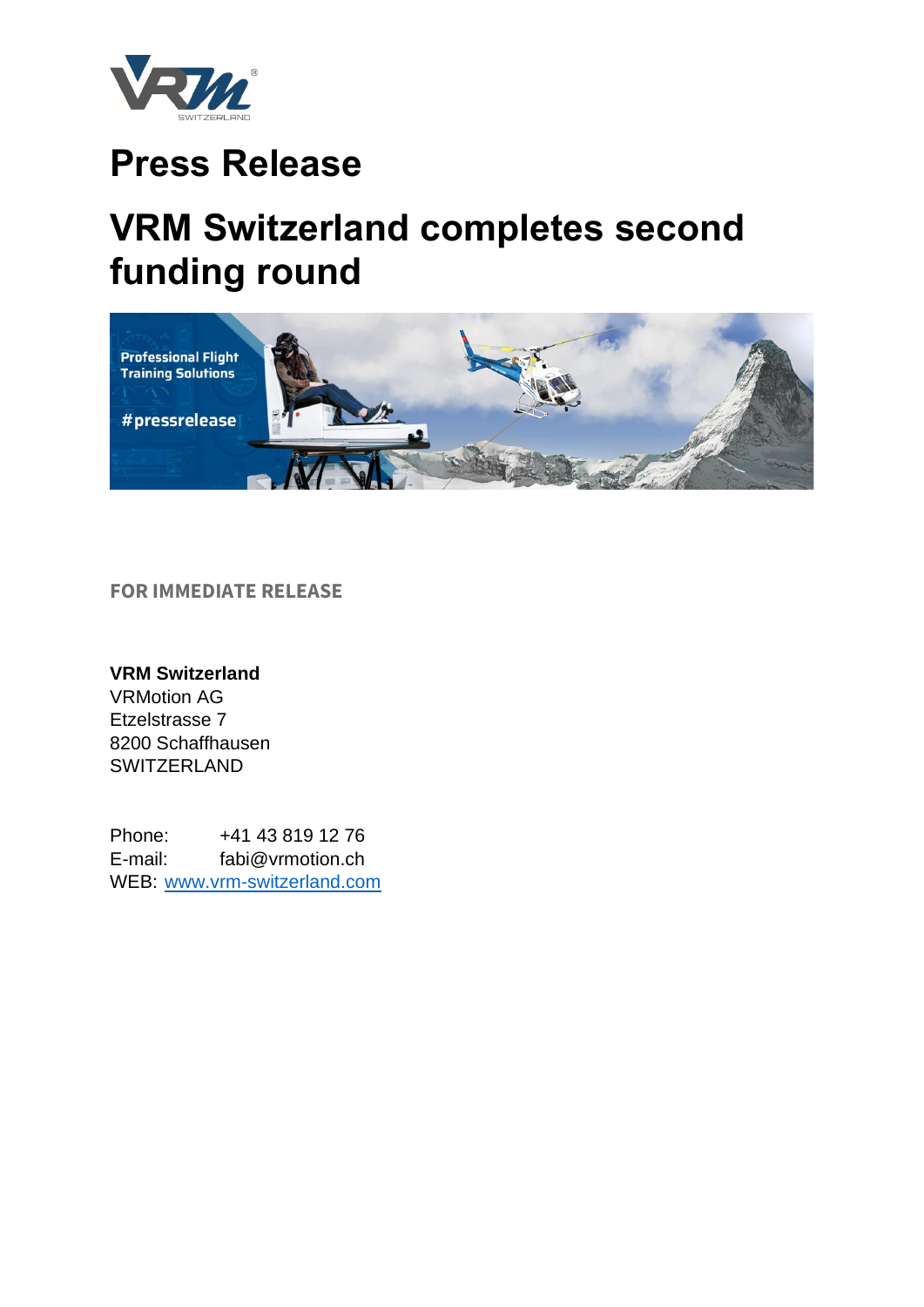# Press Release

# VRM Switzerland completes second funding round

**FOR IMMEDIATE RELEASE**

**VRM Switzerland**
VRMotion AG
Etzelstrasse 7
8200 Schaffhausen
SWITZERLAND

Phone: +41 43 819 12 76
E-mail: fabi@vrmotion.ch
WEB: www.vrm-switzerland.com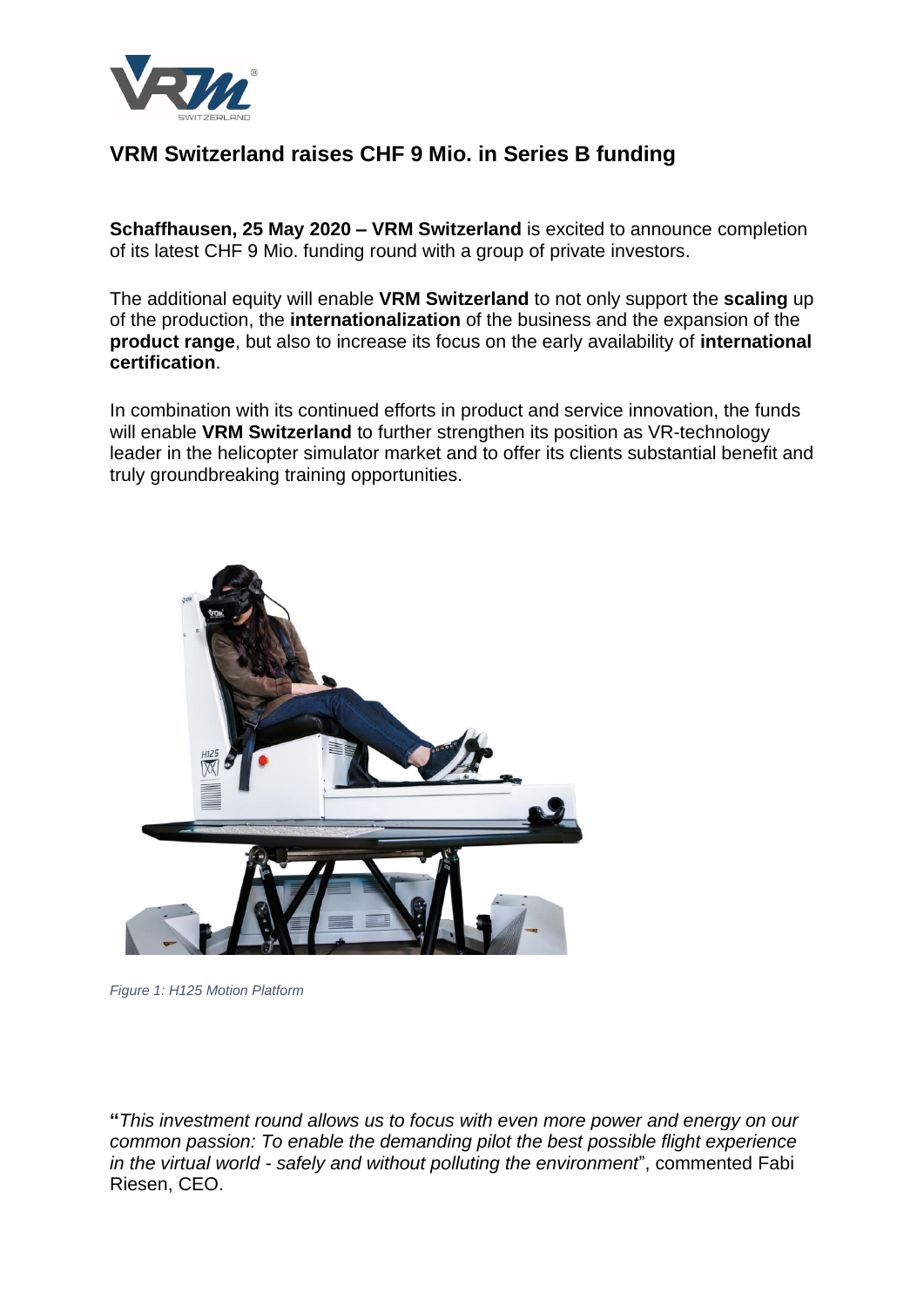# VRM Switzerland raises CHF 9 Mio. in Series B funding

**Schaffhausen, 25 May 2020 – VRM Switzerland** is excited to announce completion of its latest CHF 9 Mio. funding round with a group of private investors.

The additional equity will enable **VRM Switzerland** to not only support the **scaling** up of the production, the **internationalization** of the business and the expansion of the **product range**, but also to increase its focus on the early availability of **international certification**.

In combination with its continued efforts in product and service innovation, the funds will enable **VRM Switzerland** to further strengthen its position as VR-technology leader in the helicopter simulator market and to offer its clients substantial benefit and truly groundbreaking training opportunities.

*Figure 1: H125 Motion Platform*

**"***This investment round allows us to focus with even more power and energy on our common passion: To enable the demanding pilot the best possible flight experience in the virtual world - safely and without polluting the environment*", commented Fabi Riesen, CEO.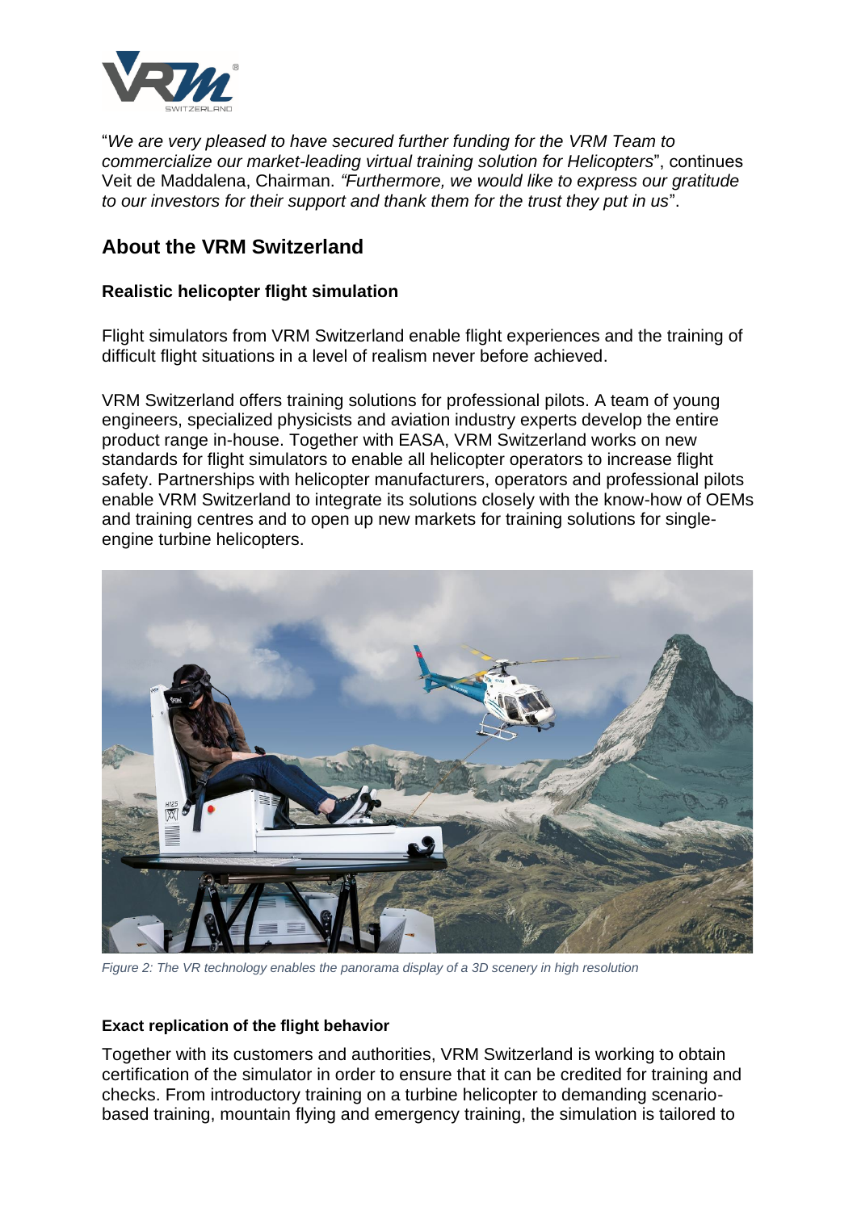"*We are very pleased to have secured further funding for the VRM Team to commercialize our market-leading virtual training solution for Helicopters*", continues Veit de Maddalena, Chairman. *"Furthermore, we would like to express our gratitude to our investors for their support and thank them for the trust they put in us*".

## About the VRM Switzerland

### Realistic helicopter flight simulation

Flight simulators from VRM Switzerland enable flight experiences and the training of difficult flight situations in a level of realism never before achieved.

VRM Switzerland offers training solutions for professional pilots. A team of young engineers, specialized physicists and aviation industry experts develop the entire product range in-house. Together with EASA, VRM Switzerland works on new standards for flight simulators to enable all helicopter operators to increase flight safety. Partnerships with helicopter manufacturers, operators and professional pilots enable VRM Switzerland to integrate its solutions closely with the know-how of OEMs and training centres and to open up new markets for training solutions for single-engine turbine helicopters.

*Figure 2: The VR technology enables the panorama display of a 3D scenery in high resolution*

### Exact replication of the flight behavior

Together with its customers and authorities, VRM Switzerland is working to obtain certification of the simulator in order to ensure that it can be credited for training and checks. From introductory training on a turbine helicopter to demanding scenario-based training, mountain flying and emergency training, the simulation is tailored to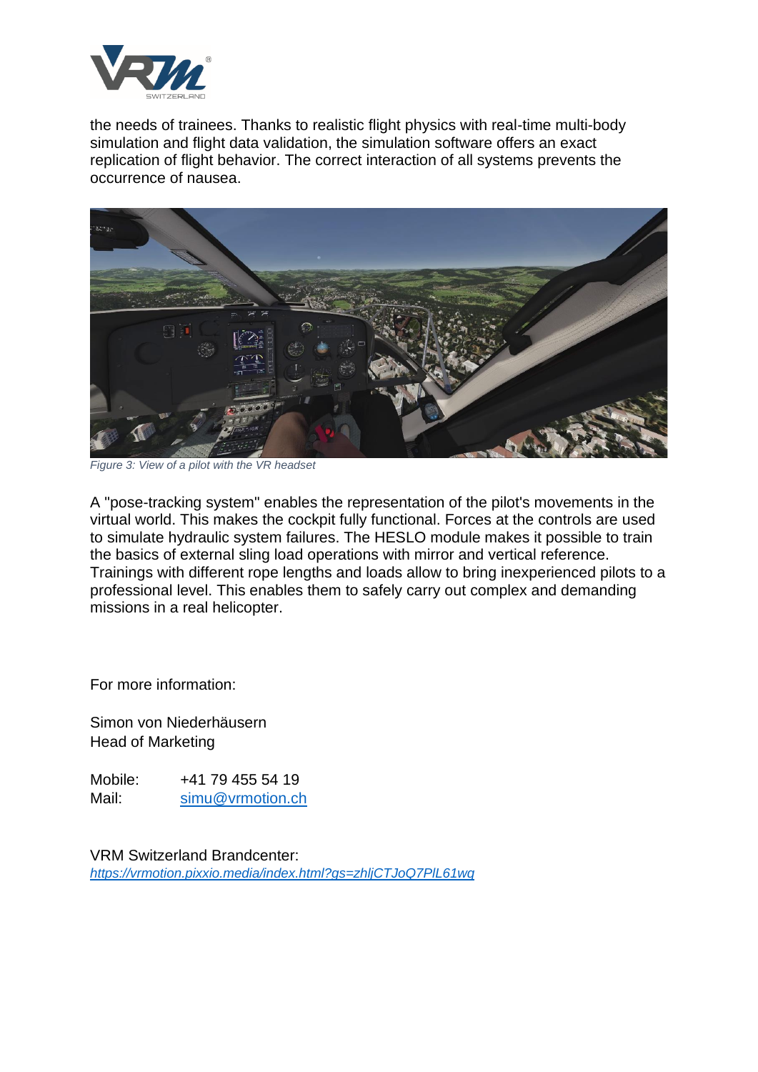the needs of trainees. Thanks to realistic flight physics with real-time multi-body simulation and flight data validation, the simulation software offers an exact replication of flight behavior. The correct interaction of all systems prevents the occurrence of nausea.

*Figure 3: View of a pilot with the VR headset*

A "pose-tracking system" enables the representation of the pilot's movements in the virtual world. This makes the cockpit fully functional. Forces at the controls are used to simulate hydraulic system failures. The HESLO module makes it possible to train the basics of external sling load operations with mirror and vertical reference. Trainings with different rope lengths and loads allow to bring inexperienced pilots to a professional level. This enables them to safely carry out complex and demanding missions in a real helicopter.

For more information:

Simon von Niederhäusern
Head of Marketing

Mobile: +41 79 455 54 19
Mail: simu@vrmotion.ch

VRM Switzerland Brandcenter:
*https://vrmotion.pixxio.media/index.html?gs=zhljCTJoQ7PlL61wq*